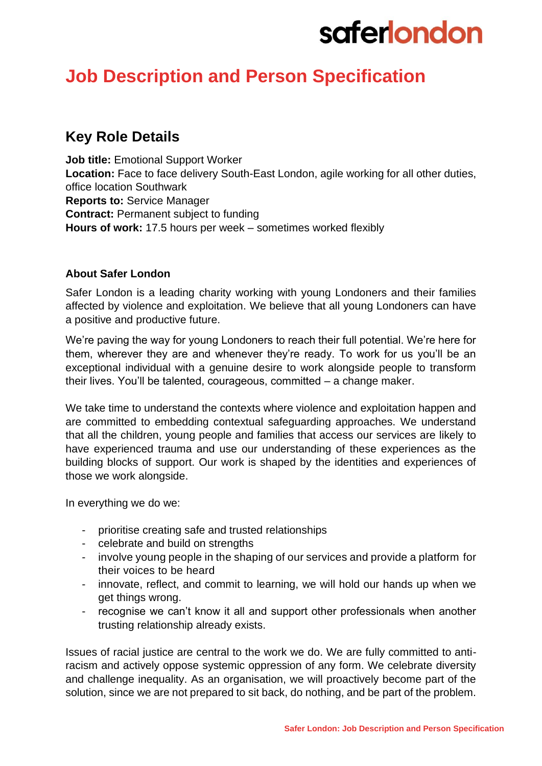saferlondon

# Job Description and Person Specification

## Key Role Details

**Job title:** Emotional Support Worker
**Location:** Face to face delivery South-East London, agile working for all other duties, office location Southwark
**Reports to:** Service Manager
**Contract:** Permanent subject to funding
**Hours of work:** 17.5 hours per week – sometimes worked flexibly

**About Safer London**

Safer London is a leading charity working with young Londoners and their families affected by violence and exploitation. We believe that all young Londoners can have a positive and productive future.

We're paving the way for young Londoners to reach their full potential. We're here for them, wherever they are and whenever they're ready. To work for us you'll be an exceptional individual with a genuine desire to work alongside people to transform their lives. You'll be talented, courageous, committed – a change maker.

We take time to understand the contexts where violence and exploitation happen and are committed to embedding contextual safeguarding approaches. We understand that all the children, young people and families that access our services are likely to have experienced trauma and use our understanding of these experiences as the building blocks of support. Our work is shaped by the identities and experiences of those we work alongside.

In everything we do we:

- prioritise creating safe and trusted relationships
- celebrate and build on strengths
- involve young people in the shaping of our services and provide a platform for their voices to be heard
- innovate, reflect, and commit to learning, we will hold our hands up when we get things wrong.
- recognise we can't know it all and support other professionals when another trusting relationship already exists.

Issues of racial justice are central to the work we do. We are fully committed to anti-racism and actively oppose systemic oppression of any form. We celebrate diversity and challenge inequality. As an organisation, we will proactively become part of the solution, since we are not prepared to sit back, do nothing, and be part of the problem.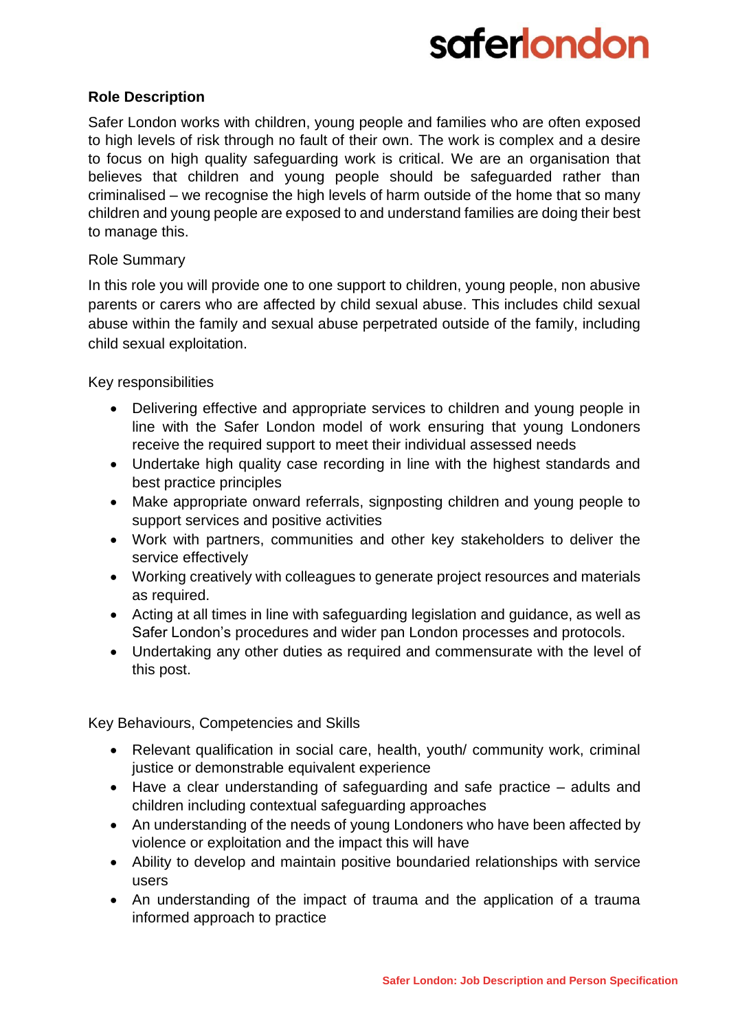**Role Description**

Safer London works with children, young people and families who are often exposed to high levels of risk through no fault of their own. The work is complex and a desire to focus on high quality safeguarding work is critical. We are an organisation that believes that children and young people should be safeguarded rather than criminalised – we recognise the high levels of harm outside of the home that so many children and young people are exposed to and understand families are doing their best to manage this.

Role Summary

In this role you will provide one to one support to children, young people, non abusive parents or carers who are affected by child sexual abuse. This includes child sexual abuse within the family and sexual abuse perpetrated outside of the family, including child sexual exploitation.

Key responsibilities

- Delivering effective and appropriate services to children and young people in line with the Safer London model of work ensuring that young Londoners receive the required support to meet their individual assessed needs
- Undertake high quality case recording in line with the highest standards and best practice principles
- Make appropriate onward referrals, signposting children and young people to support services and positive activities
- Work with partners, communities and other key stakeholders to deliver the service effectively
- Working creatively with colleagues to generate project resources and materials as required.
- Acting at all times in line with safeguarding legislation and guidance, as well as Safer London's procedures and wider pan London processes and protocols.
- Undertaking any other duties as required and commensurate with the level of this post.

Key Behaviours, Competencies and Skills

- Relevant qualification in social care, health, youth/ community work, criminal justice or demonstrable equivalent experience
- Have a clear understanding of safeguarding and safe practice – adults and children including contextual safeguarding approaches
- An understanding of the needs of young Londoners who have been affected by violence or exploitation and the impact this will have
- Ability to develop and maintain positive boundaried relationships with service users
- An understanding of the impact of trauma and the application of a trauma informed approach to practice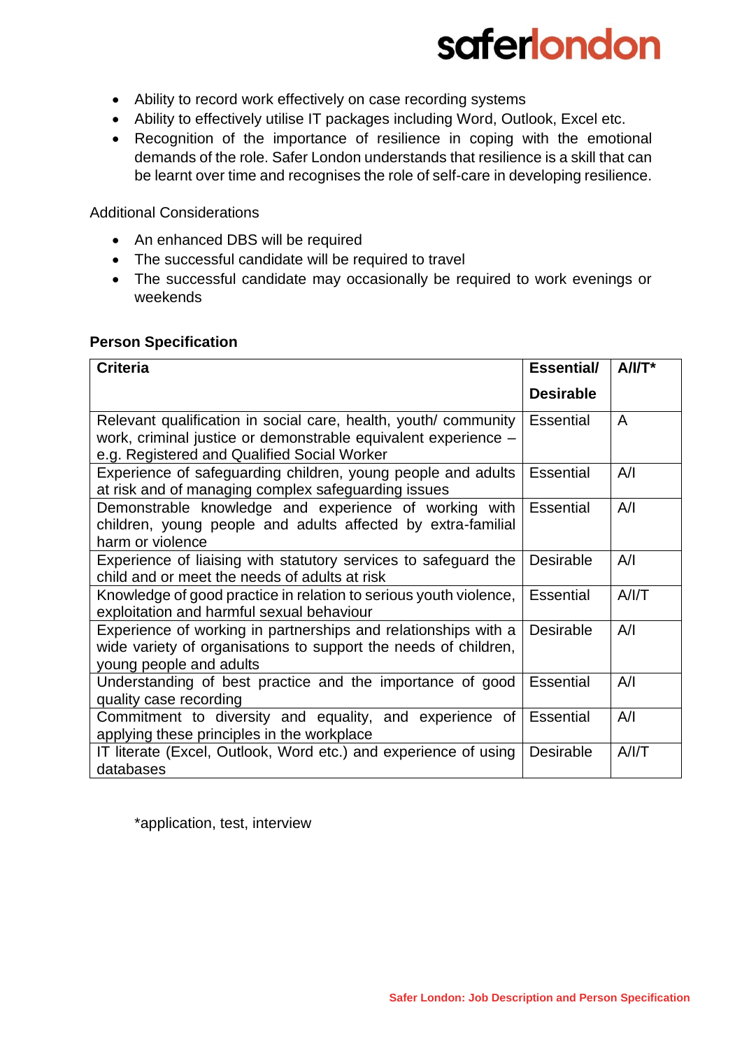- Ability to record work effectively on case recording systems
- Ability to effectively utilise IT packages including Word, Outlook, Excel etc.
- Recognition of the importance of resilience in coping with the emotional demands of the role. Safer London understands that resilience is a skill that can be learnt over time and recognises the role of self-care in developing resilience.

Additional Considerations

- An enhanced DBS will be required
- The successful candidate will be required to travel
- The successful candidate may occasionally be required to work evenings or weekends

**Person Specification**

| **Criteria** | **Essential/ Desirable** | **A/I/T*** |
|---|---|---|
| Relevant qualification in social care, health, youth/ community work, criminal justice or demonstrable equivalent experience – e.g. Registered and Qualified Social Worker | Essential | A |
| Experience of safeguarding children, young people and adults at risk and of managing complex safeguarding issues | Essential | A/I |
| Demonstrable knowledge and experience of working with children, young people and adults affected by extra-familial harm or violence | Essential | A/I |
| Experience of liaising with statutory services to safeguard the child and or meet the needs of adults at risk | Desirable | A/I |
| Knowledge of good practice in relation to serious youth violence, exploitation and harmful sexual behaviour | Essential | A/I/T |
| Experience of working in partnerships and relationships with a wide variety of organisations to support the needs of children, young people and adults | Desirable | A/I |
| Understanding of best practice and the importance of good quality case recording | Essential | A/I |
| Commitment to diversity and equality, and experience of applying these principles in the workplace | Essential | A/I |
| IT literate (Excel, Outlook, Word etc.) and experience of using databases | Desirable | A/I/T |

*application, test, interview